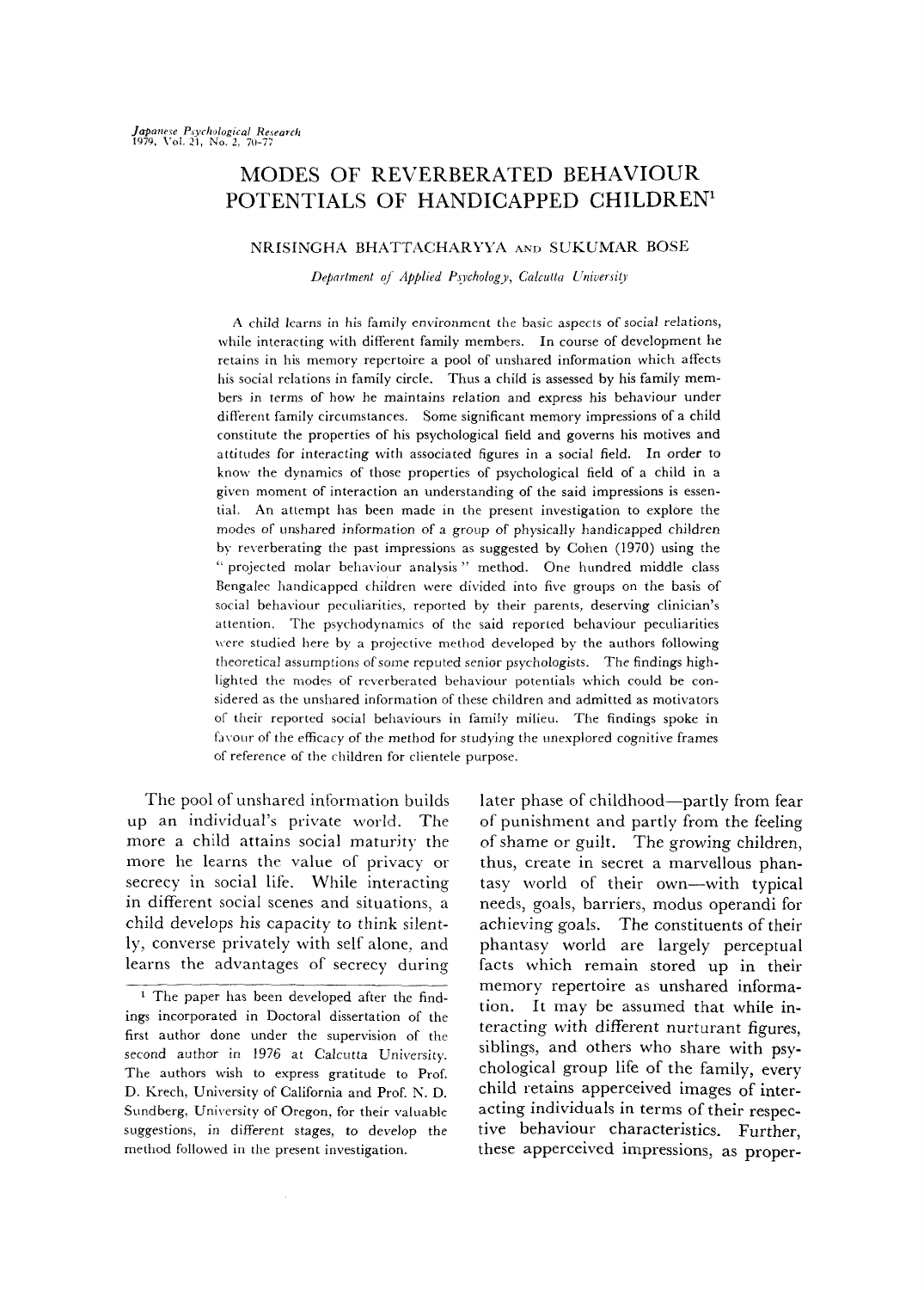# MODES OF REVERBERATED BEHAVIOUR POTENTIALS OF HANDICAPPED CHILDREN[1]

NRISINGHA BHATTACHARYYA AND SUKUMAR BOSE

*Department of Applied Psychology, Calcutta University*

A child learns in his family environment the basic aspects of social relations, while interacting with different family members. In course of development he retains in his memory repertoire a pool of unshared information which affects his social relations in family circle. Thus a child is assessed by his family members in terms of how he maintains relation and express his behaviour under different family circumstances. Some significant memory impressions of a child constitute the properties of his psychological field and governs his motives and attitudes for interacting with associated figures in a social field. In order to know the dynamics of those properties of psychological field of a child in a given moment of interaction an understanding of the said impressions is essential. An attempt has been made in the present investigation to explore the modes of unshared information of a group of physically handicapped children by reverberating the past impressions as suggested by Cohen (1970) using the "projected molar behaviour analysis" method. One hundred middle class Bengalee handicapped children were divided into five groups on the basis of social behaviour peculiarities, reported by their parents, deserving clinician's attention. The psychodynamics of the said reported behaviour peculiarities were studied here by a projective method developed by the authors following theoretical assumptions of some reputed senior psychologists. The findings highlighted the modes of reverberated behaviour potentials which could be considered as the unshared information of these children and admitted as motivators of their reported social behaviours in family milieu. The findings spoke in favour of the efficacy of the method for studying the unexplored cognitive frames of reference of the children for clientele purpose.

The pool of unshared information builds up an individual's private world. The more a child attains social maturity the more he learns the value of privacy or secrecy in social life. While interacting in different social scenes and situations, a child develops his capacity to think silently, converse privately with self alone, and learns the advantages of secrecy during later phase of childhood—partly from fear of punishment and partly from the feeling of shame or guilt. The growing children, thus, create in secret a marvellous phantasy world of their own—with typical needs, goals, barriers, modus operandi for achieving goals. The constituents of their phantasy world are largely perceptual facts which remain stored up in their memory repertoire as unshared information. It may be assumed that while interacting with different nurturant figures, siblings, and others who share with psychological group life of the family, every child retains apperceived images of interacting individuals in terms of their respective behaviour characteristics. Further, these apperceived impressions, as proper-

[1] The paper has been developed after the findings incorporated in Doctoral dissertation of the first author done under the supervision of the second author in 1976 at Calcutta University. The authors wish to express gratitude to Prof. D. Krech, University of California and Prof. N. D. Sundberg, University of Oregon, for their valuable suggestions, in different stages, to develop the method followed in the present investigation.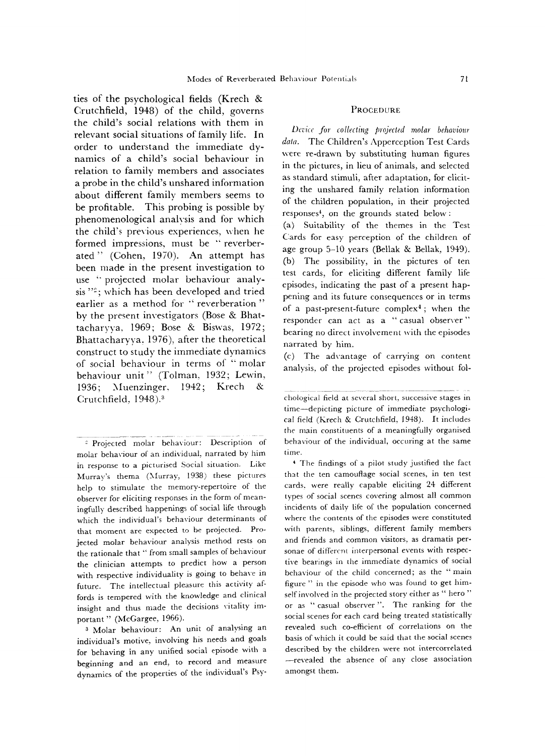ties of the psychological fields (Krech & Crutchfield, 1948) of the child, governs the child's social relations with them in relevant social situations of family life. In order to understand the immediate dynamics of a child's social behaviour in relation to family members and associates a probe in the child's unshared information about different family members seems to be profitable. This probing is possible by phenomenological analysis and for which the child's previous experiences, when he formed impressions, must be "reverberated" (Cohen, 1970). An attempt has been made in the present investigation to use "projected molar behaviour analysis"[2]; which has been developed and tried earlier as a method for "reverberation" by the present investigators (Bose & Bhattacharyya, 1969; Bose & Biswas, 1972; Bhattacharyya, 1976), after the theoretical construct to study the immediate dynamics of social behaviour in terms of "molar behaviour unit" (Tolman, 1932; Lewin, 1936; Muenzinger, 1942; Krech & Crutchfield, 1948).[3]

## Procedure

*Device for collecting projected molar behaviour data.* The Children's Apperception Test Cards were re-drawn by substituting human figures in the pictures, in lieu of animals, and selected as standard stimuli, after adaptation, for eliciting the unshared family relation information of the children population, in their projected responses[4], on the grounds stated below:

(a) Suitability of the themes in the Test Cards for easy perception of the children of age group 5–10 years (Bellak & Bellak, 1949).

(b) The possibility, in the pictures of ten test cards, for eliciting different family life episodes, indicating the past of a present happening and its future consequences or in terms of a past-present-future complex[4]; when the responder can act as a "casual observer" bearing no direct involvement with the episodes narrated by him.

(c) The advantage of carrying on content analysis, of the projected episodes without fol-

---

[2] Projected molar behaviour: Description of molar behaviour of an individual, narrated by him in response to a picturised Social situation. Like Murray's thema (Murray, 1938) these pictures help to stimulate the memory-repertoire of the observer for eliciting responses in the form of meaningfully described happenings of social life through which the individual's behaviour determinants of that moment are expected to be projected. Projected molar behaviour analysis method rests on the rationale that "from small samples of behaviour the clinician attempts to predict how a person with respective individuality is going to behave in future. The intellectual pleasure this activity affords is tempered with the knowledge and clinical insight and thus made the decisions vitality important" (McGargee, 1966).

[3] Molar behaviour: An unit of analysing an individual's motive, involving his needs and goals for behaving in any unified social episode with a beginning and an end, to record and measure dynamics of the properties of the individual's Psychological field at several short, successive stages in time—depicting picture of immediate psychological field (Krech & Crutchfield, 1948). It includes the main constituents of a meaningfully organised behaviour of the individual, occuring at the same time.

[4] The findings of a pilot study justified the fact that the ten camouflage social scenes, in ten test cards, were really capable eliciting 24 different types of social scenes covering almost all common incidents of daily life of the population concerned where the contents of the episodes were constituted with parents, siblings, different family members and friends and common visitors, as dramatis personae of different interpersonal events with respective bearings in the immediate dynamics of social behaviour of the child concerned; as the "main figure" in the episode who was found to get himself involved in the projected story either as "hero" or as "casual observer". The ranking for the social scenes for each card being treated statistically revealed such co-efficient of correlations on the basis of which it could be said that the social scenes described by the children were not intercorrelated—revealed the absence of any close association amongst them.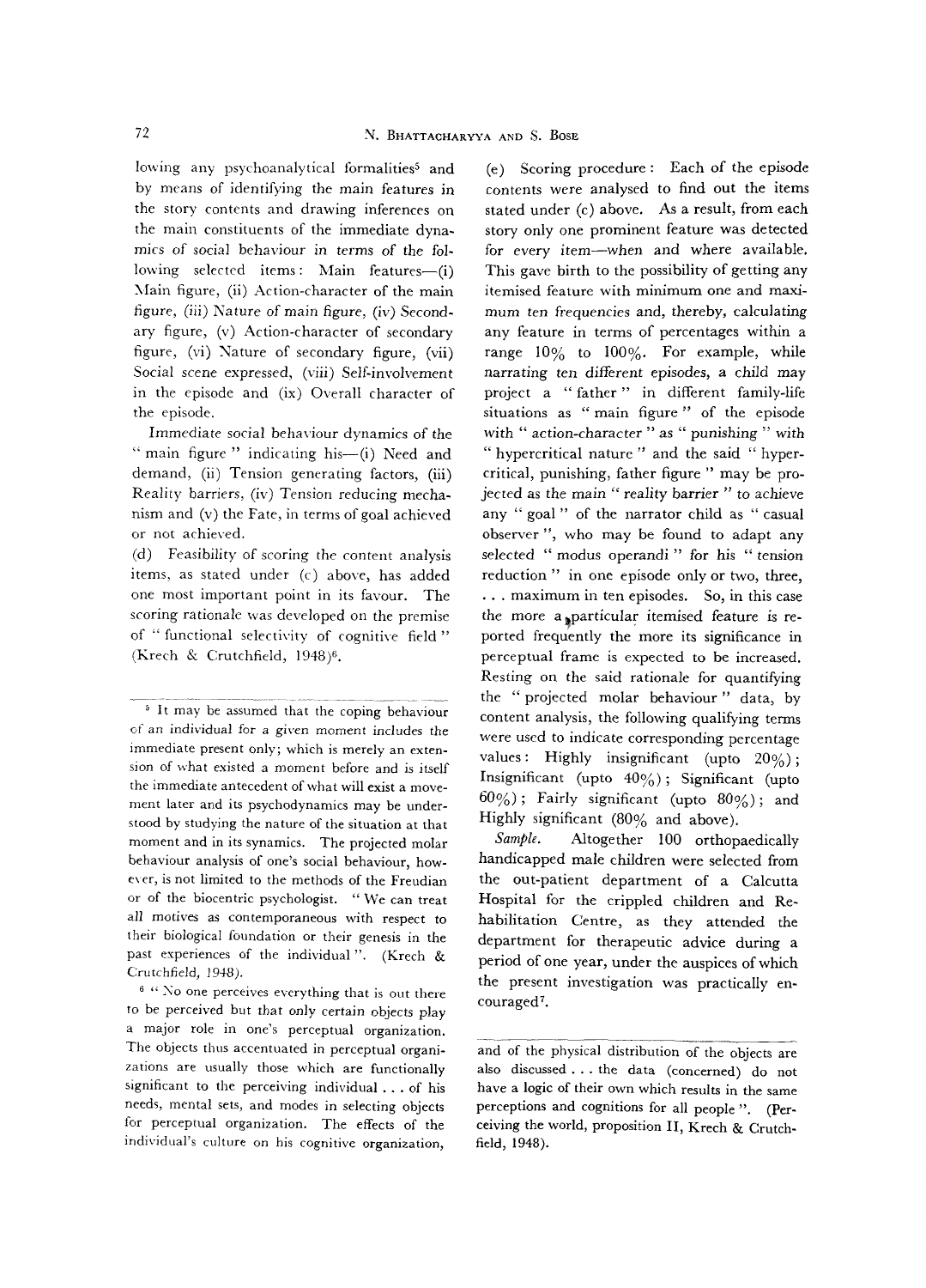lowing any psychoanalytical formalities[5] and by means of identifying the main features in the story contents and drawing inferences on the main constituents of the immediate dynamics of social behaviour in terms of the following selected items: Main features—(i) Main figure, (ii) Action-character of the main figure, (iii) Nature of main figure, (iv) Secondary figure, (v) Action-character of secondary figure, (vi) Nature of secondary figure, (vii) Social scene expressed, (viii) Self-involvement in the episode and (ix) Overall character of the episode.

Immediate social behaviour dynamics of the " main figure " indicating his—(i) Need and demand, (ii) Tension generating factors, (iii) Reality barriers, (iv) Tension reducing mechanism and (v) the Fate, in terms of goal achieved or not achieved.

(d) Feasibility of scoring the content analysis items, as stated under (c) above, has added one most important point in its favour. The scoring rationale was developed on the premise of " functional selectivity of cognitive field " (Krech & Crutchfield, 1948)[6].

(e) Scoring procedure: Each of the episode contents were analysed to find out the items stated under (c) above. As a result, from each story only one prominent feature was detected for every item—when and where available. This gave birth to the possibility of getting any itemised feature with minimum one and maximum ten frequencies and, thereby, calculating any feature in terms of percentages within a range 10% to 100%. For example, while narrating ten different episodes, a child may project a " father " in different family-life situations as " main figure " of the episode with " *action-character* " as " *punishing* " with " hypercritical *nature* " and the said " hypercritical, punishing, father figure " may be projected as *the main " reality barrier "* to achieve any " *goal* " of the narrator child as " casual observer ", who may be found to adapt any selected " *modus operandi* " for his " *tension reduction* " in one episode only or two, three, . . . maximum in ten episodes. So, in this case the more a particular itemised feature is reported frequently the more its significance in perceptual frame is expected to be increased. Resting on the said rationale for quantifying the " projected molar behaviour " data, by content analysis, the following qualifying terms were used to indicate corresponding percentage values: Highly insignificant (upto 20%); Insignificant (upto 40%); Significant (upto 60%); Fairly significant (upto 80%); and Highly significant (80% and above).

*Sample.* Altogether 100 orthopaedically handicapped male children were selected from the out-patient department of a Calcutta Hospital for the crippled children and Rehabilitation Centre, as they attended the department for therapeutic advice during a period of one year, under the auspices of which the present investigation was practically encouraged[7].

---

[5] It may be assumed that the coping behaviour of an individual for a given moment includes the immediate present only; which is merely an extension of what existed a moment before and is itself the immediate antecedent of what will exist a movement later and its psychodynamics may be understood by studying the nature of the situation at that moment and in its synamics. The projected molar behaviour analysis of one's social behaviour, however, is not limited to the methods of the Freudian or of the biocentric psychologist. " We can treat all motives as contemporaneous with respect to their biological foundation or their genesis in the past experiences of the individual ". (Krech & Crutchfield, 1948).

[6] " No one perceives everything that is out there to be perceived but that only certain objects play a major role in one's perceptual organization. The objects thus accentuated in perceptual organizations are usually those which are functionally significant to the perceiving individual . . . of his needs, mental sets, and modes in selecting objects for perceptual organization. The effects of the individual's culture on his cognitive organization, and of the physical distribution of the objects are also discussed . . . the data (concerned) do not have a logic of their own which results in the same perceptions and cognitions for all people ". (Perceiving the world, proposition II, Krech & Crutchfield, 1948).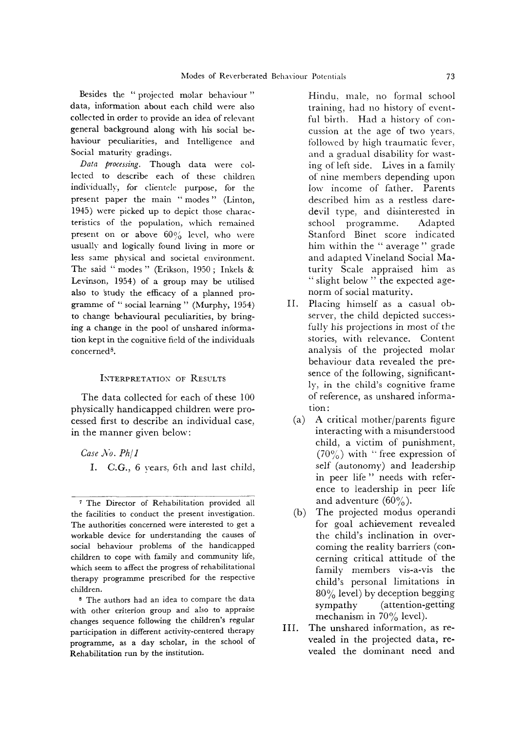Besides the "projected molar behaviour" data, information about each child were also collected in order to provide an idea of relevant general background along with his social behaviour peculiarities, and Intelligence and Social maturity gradings.

*Data processing.* Though data were collected to describe each of these children individually, for clientele purpose, for the present paper the main "modes" (Linton, 1945) were picked up to depict those characteristics of the population, which remained present on or above 60% level, who were usually and logically found living in more or less same physical and societal environment. The said "modes" (Erikson, 1950; Inkels & Levinson, 1954) of a group may be utilised also to study the efficacy of a planned programme of "social learning" (Murphy, 1954) to change behavioural peculiarities, by bringing a change in the pool of unshared information kept in the cognitive field of the individuals concerned[8].

## Interpretation of Results

The data collected for each of these 100 physically handicapped children were processed first to describe an individual case, in the manner given below:

*Case No. Ph/1*

I. C.G., 6 years, 6th and last child, Hindu, male, no formal school training, had no history of eventful birth. Had a history of concussion at the age of two years, followed by high traumatic fever, and a gradual disability for wasting of left side. Lives in a family of nine members depending upon low income of father. Parents described him as a restless daredevil type, and disinterested in school programme. Adapted Stanford Binet score indicated him within the "average" grade and adapted Vineland Social Maturity Scale appraised him as "slight below" the expected age-norm of social maturity.

II. Placing himself as a casual observer, the child depicted successfully his projections in most of the stories, with relevance. Content analysis of the projected molar behaviour data revealed the presence of the following, significantly, in the child's cognitive frame of reference, as unshared information:

(a) A critical mother/parents figure interacting with a misunderstood child, a victim of punishment, (70%) with "free expression of self (autonomy) and leadership in peer life" needs with reference to leadership in peer life and adventure (60%).

(b) The projected modus operandi for goal achievement revealed the child's inclination in overcoming the reality barriers (concerning critical attitude of the family members vis-a-vis the child's personal limitations in 80% level) by deception begging sympathy (attention-getting mechanism in 70% level).

III. The unshared information, as revealed in the projected data, revealed the dominant need and

---

[7] The Director of Rehabilitation provided all the facilities to conduct the present investigation. The authorities concerned were interested to get a workable device for understanding the causes of social behaviour problems of the handicapped children to cope with family and community life, which seem to affect the progress of rehabilitational therapy programme prescribed for the respective children.

[8] The authors had an idea to compare the data with other criterion group and also to appraise changes sequence following the children's regular participation in different activity-centered therapy programme, as a day scholar, in the school of Rehabilitation run by the institution.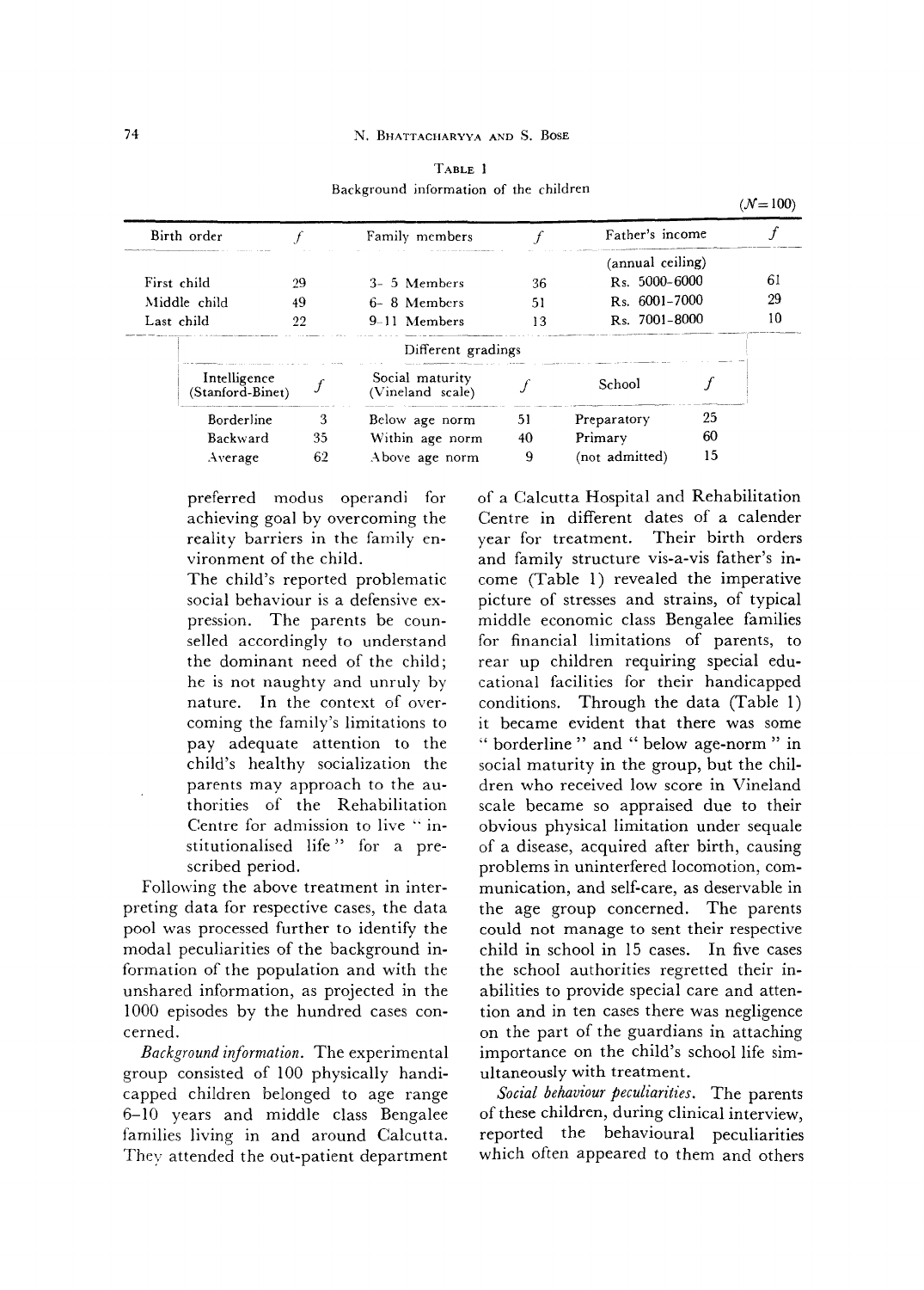TABLE 1

Background information of the children

($N = 100$)

| Birth order | $f$ | Family members | $f$ | Father's income (annual ceiling) | $f$ |
|---|---|---|---|---|---|
| First child | 29 | 3–5 Members | 36 | Rs. 5000–6000 | 61 |
| Middle child | 49 | 6–8 Members | 51 | Rs. 6001–7000 | 29 |
| Last child | 22 | 9–11 Members | 13 | Rs. 7001–8000 | 10 |

Different gradings

| Intelligence (Stanford-Binet) | $f$ | Social maturity (Vineland scale) | $f$ | School | $f$ |
|---|---|---|---|---|---|
| Borderline | 3 | Below age norm | 51 | Preparatory | 25 |
| Backward | 35 | Within age norm | 40 | Primary | 60 |
| Average | 62 | Above age norm | 9 | (not admitted) | 15 |

preferred modus operandi for achieving goal by overcoming the reality barriers in the family environment of the child.

The child's reported problematic social behaviour is a defensive expression. The parents be counselled accordingly to understand the dominant need of the child; he is not naughty and unruly by nature. In the context of overcoming the family's limitations to pay adequate attention to the child's healthy socialization the parents may approach to the authorities of the Rehabilitation Centre for admission to live " institutionalised life " for a prescribed period.

Following the above treatment in interpreting data for respective cases, the data pool was processed further to identify the modal peculiarities of the background information of the population and with the unshared information, as projected in the 1000 episodes by the hundred cases concerned.

*Background information.* The experimental group consisted of 100 physically handicapped children belonged to age range 6–10 years and middle class Bengalee families living in and around Calcutta. They attended the out-patient department of a Calcutta Hospital and Rehabilitation Centre in different dates of a calender year for treatment. Their birth orders and family structure vis-a-vis father's income (Table 1) revealed the imperative picture of stresses and strains, of typical middle economic class Bengalee families for financial limitations of parents, to rear up children requiring special educational facilities for their handicapped conditions. Through the data (Table 1) it became evident that there was some " borderline " and " below age-norm " in social maturity in the group, but the children who received low score in Vineland scale became so appraised due to their obvious physical limitation under sequale of a disease, acquired after birth, causing problems in uninterfered locomotion, communication, and self-care, as deservable in the age group concerned. The parents could not manage to sent their respective child in school in 15 cases. In five cases the school authorities regretted their inabilities to provide special care and attention and in ten cases there was negligence on the part of the guardians in attaching importance on the child's school life simultaneously with treatment.

*Social behaviour peculiarities.* The parents of these children, during clinical interview, reported the behavioural peculiarities which often appeared to them and others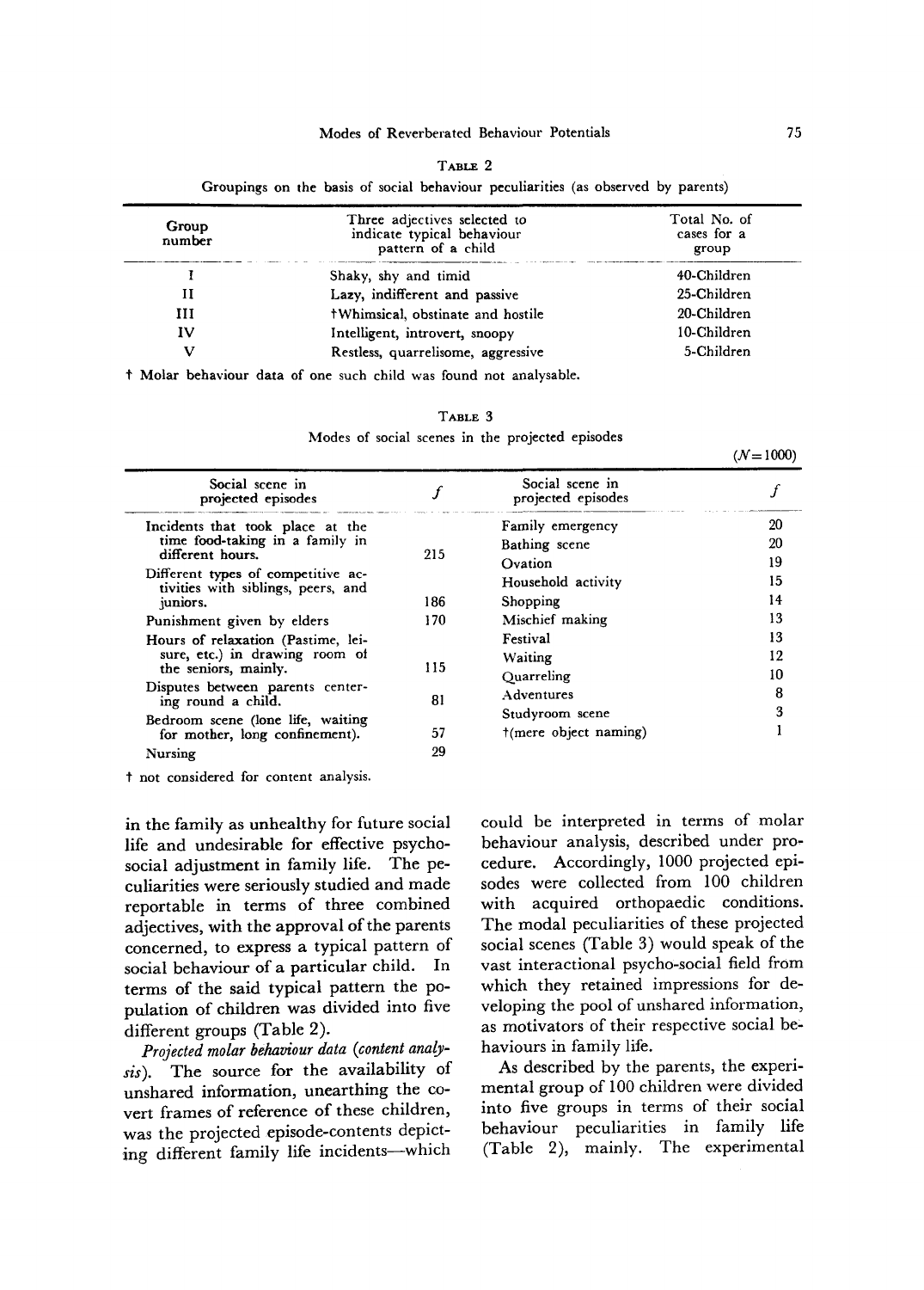TABLE 2

Groupings on the basis of social behaviour peculiarities (as observed by parents)

| Group number | Three adjectives selected to indicate typical behaviour pattern of a child | Total No. of cases for a group |
|---|---|---|
| I | Shaky, shy and timid | 40-Children |
| II | Lazy, indifferent and passive | 25-Children |
| III | †Whimsical, obstinate and hostile | 20-Children |
| IV | Intelligent, introvert, snoopy | 10-Children |
| V | Restless, quarrelisome, aggressive | 5-Children |

† Molar behaviour data of one such child was found not analysable.

TABLE 3

Modes of social scenes in the projected episodes

($N=1000$)

| Social scene in projected episodes | $f$ | Social scene in projected episodes | $f$ |
|---|---|---|---|
| Incidents that took place at the time food-taking in a family in different hours. | 215 | Family emergency | 20 |
| Different types of competitive activities with siblings, peers, and juniors. | 186 | Bathing scene | 20 |
| Punishment given by elders | 170 | Ovation | 19 |
| Hours of relaxation (Pastime, leisure, etc.) in drawing room of the seniors, mainly. | 115 | Household activity | 15 |
| Disputes between parents centering round a child. | 81 | Shopping | 14 |
| Bedroom scene (lone life, waiting for mother, long confinement). | 57 | Mischief making | 13 |
| Nursing | 29 | Festival | 13 |
| | | Waiting | 12 |
| | | Quarreling | 10 |
| | | Adventures | 8 |
| | | Studyroom scene | 3 |
| | | †(mere object naming) | 1 |

† not considered for content analysis.

in the family as unhealthy for future social life and undesirable for effective psycho-social adjustment in family life. The peculiarities were seriously studied and made reportable in terms of three combined adjectives, with the approval of the parents concerned, to express a typical pattern of social behaviour of a particular child. In terms of the said typical pattern the population of children was divided into five different groups (Table 2).

*Projected molar behaviour data (content analysis).* The source for the availability of unshared information, unearthing the covert frames of reference of these children, was the projected episode-contents depicting different family life incidents—which could be interpreted in terms of molar behaviour analysis, described under procedure. Accordingly, 1000 projected episodes were collected from 100 children with acquired orthopaedic conditions. The modal peculiarities of these projected social scenes (Table 3) would speak of the vast interactional psycho-social field from which they retained impressions for developing the pool of unshared information, as motivators of their respective social behaviours in family life.

As described by the parents, the experimental group of 100 children were divided into five groups in terms of their social behaviour peculiarities in family life (Table 2), mainly. The experimental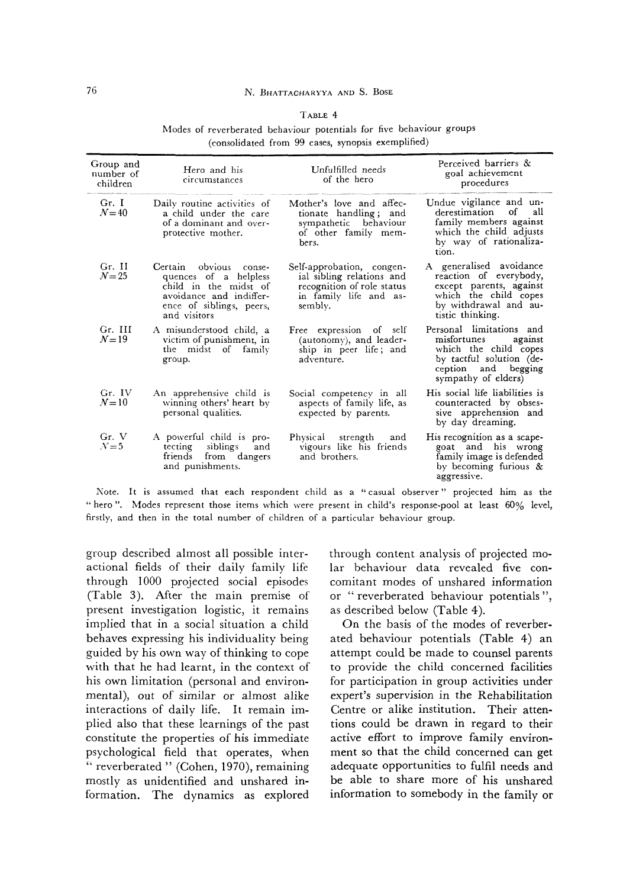TABLE 4

Modes of reverberated behaviour potentials for five behaviour groups (consolidated from 99 cases, synopsis exemplified)

| Group and number of children | Hero and his circumstances | Unfulfilled needs of the hero | Perceived barriers & goal achievement procedures |
|---|---|---|---|
| Gr. I $N=40$ | Daily routine activities of a child under the care of a dominant and over-protective mother. | Mother's love and affectionate handling; and sympathetic behaviour of other family members. | Undue vigilance and underestimation of all family members against which the child adjusts by way of rationalization. |
| Gr. II $N=25$ | Certain obvious consequences of a helpless child in the midst of avoidance and indifference of siblings, peers, and visitors | Self-approbation, congenial sibling relations and recognition of role status in family life and assembly. | A generalised avoidance reaction of everybody, except parents, against which the child copes by withdrawal and autistic thinking. |
| Gr. III $N=19$ | A misunderstood child, a victim of punishment, in the midst of family group. | Free expression of self (autonomy), and leadership in peer life; and adventure. | Personal limitations and misfortunes against which the child copes by tactful solution (deception and begging sympathy of elders) |
| Gr. IV $N=10$ | An apprehensive child is winning others' heart by personal qualities. | Social competency in all aspects of family life, as expected by parents. | His social life liabilities is counteracted by obsessive apprehension and by day dreaming. |
| Gr. V $N=5$ | A powerful child is protecting siblings and friends from dangers and punishments. | Physical strength and vigours like his friends and brothers. | His recognition as a scapegoat and his wrong family image is defended by becoming furious & aggressive. |

Note. It is assumed that each respondent child as a "casual observer" projected him as the "hero". Modes represent those items which were present in child's response-pool at least 60% level, firstly, and then in the total number of children of a particular behaviour group.

group described almost all possible interactional fields of their daily family life through 1000 projected social episodes (Table 3). After the main premise of present investigation logistic, it remains implied that in a social situation a child behaves expressing his individuality being guided by his own way of thinking to cope with that he had learnt, in the context of his own limitation (personal and environmental), out of similar or almost alike interactions of daily life. It remain implied also that these learnings of the past constitute the properties of his immediate psychological field that operates, when "reverberated" (Cohen, 1970), remaining mostly as unidentified and unshared information. The dynamics as explored through content analysis of projected molar behaviour data revealed five concomitant modes of unshared information or "reverberated behaviour potentials", as described below (Table 4).

On the basis of the modes of reverberated behaviour potentials (Table 4) an attempt could be made to counsel parents to provide the child concerned facilities for participation in group activities under expert's supervision in the Rehabilitation Centre or alike institution. Their attentions could be drawn in regard to their active effort to improve family environment so that the child concerned can get adequate opportunities to fulfil needs and be able to share more of his unshared information to somebody in the family or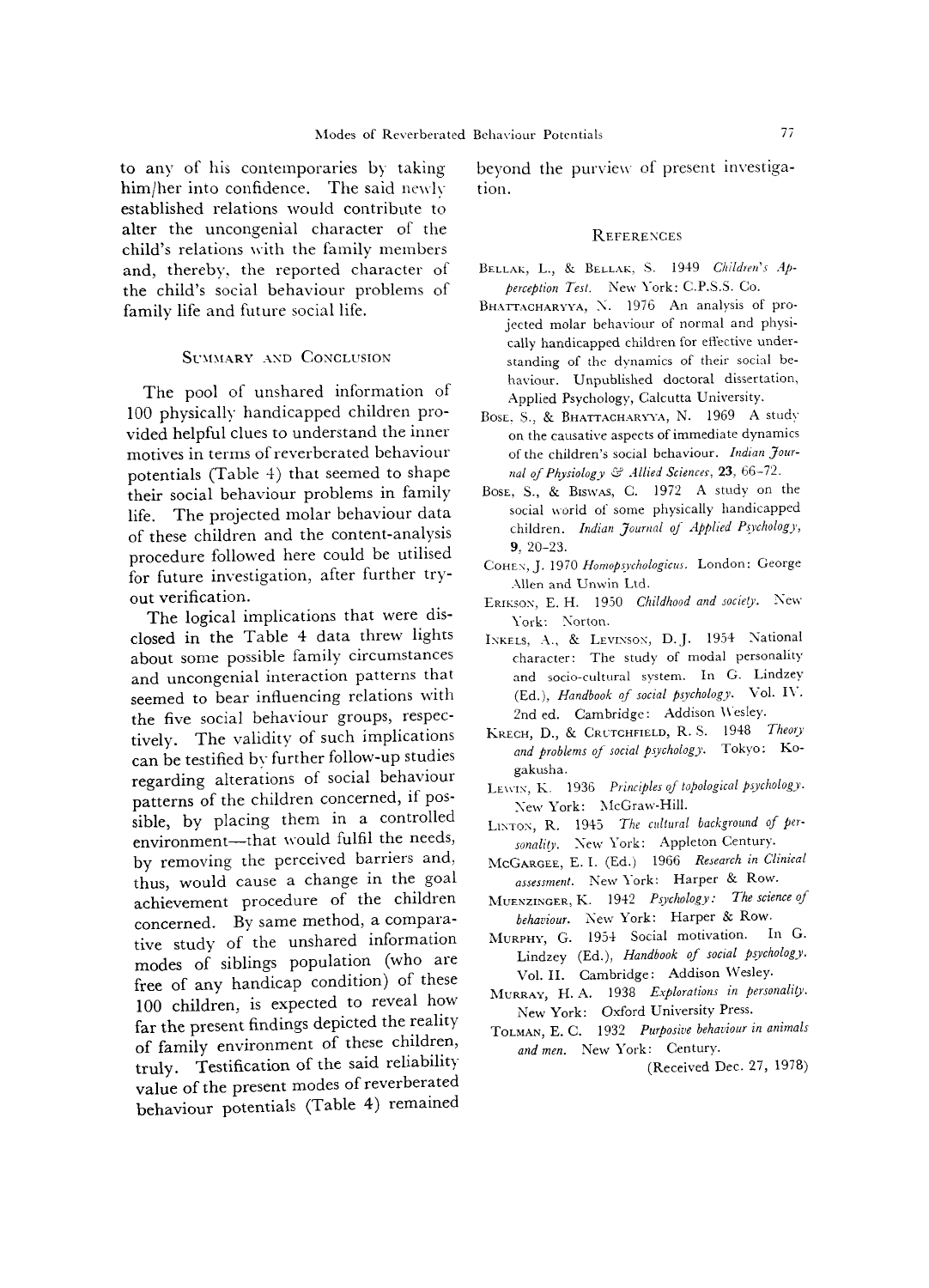to any of his contemporaries by taking him/her into confidence. The said newly established relations would contribute to alter the uncongenial character of the child's relations with the family members and, thereby, the reported character of the child's social behaviour problems of family life and future social life.

## Summary and Conclusion

The pool of unshared information of 100 physically handicapped children provided helpful clues to understand the inner motives in terms of reverberated behaviour potentials (Table 4) that seemed to shape their social behaviour problems in family life. The projected molar behaviour data of these children and the content-analysis procedure followed here could be utilised for future investigation, after further try-out verification.

The logical implications that were disclosed in the Table 4 data threw lights about some possible family circumstances and uncongenial interaction patterns that seemed to bear influencing relations with the five social behaviour groups, respectively. The validity of such implications can be testified by further follow-up studies regarding alterations of social behaviour patterns of the children concerned, if possible, by placing them in a controlled environment—that would fulfil the needs, by removing the perceived barriers and, thus, would cause a change in the goal achievement procedure of the children concerned. By same method, a comparative study of the unshared information modes of siblings population (who are free of any handicap condition) of these 100 children, is expected to reveal how far the present findings depicted the reality of family environment of these children, truly. Testification of the said reliability value of the present modes of reverberated behaviour potentials (Table 4) remained beyond the purview of present investigation.

## References

Bellak, L., & Bellak, S. 1949 *Children's Apperception Test*. New York: C.P.S.S. Co.

Bhattacharyya, N. 1976 An analysis of projected molar behaviour of normal and physically handicapped children for effective understanding of the dynamics of their social behaviour. Unpublished doctoral dissertation, Applied Psychology, Calcutta University.

Bose, S., & Bhattacharyya, N. 1969 A study on the causative aspects of immediate dynamics of the children's social behaviour. *Indian Journal of Physiology & Allied Sciences*, **23**, 66–72.

Bose, S., & Biswas, C. 1972 A study on the social world of some physically handicapped children. *Indian Journal of Applied Psychology*, **9**, 20–23.

Cohen, J. 1970 *Homopsychologicus*. London: George Allen and Unwin Ltd.

Erikson, E. H. 1950 *Childhood and society*. New York: Norton.

Inkels, A., & Levinson, D. J. 1954 National character: The study of modal personality and socio-cultural system. In G. Lindzey (Ed.), *Handbook of social psychology*. Vol. IV. 2nd ed. Cambridge: Addison Wesley.

Krech, D., & Crutchfield, R. S. 1948 *Theory and problems of social psychology*. Tokyo: Kogakusha.

Lewin, K. 1936 *Principles of topological psychology*. New York: McGraw-Hill.

Linton, R. 1945 *The cultural background of personality*. New York: Appleton Century.

McGargee, E. I. (Ed.) 1966 *Research in Clinical assessment*. New York: Harper & Row.

Muenzinger, K. 1942 *Psychology: The science of behaviour*. New York: Harper & Row.

Murphy, G. 1954 Social motivation. In G. Lindzey (Ed.), *Handbook of social psychology*. Vol. II. Cambridge: Addison Wesley.

Murray, H. A. 1938 *Explorations in personality*. New York: Oxford University Press.

Tolman, E. C. 1932 *Purposive behaviour in animals and men*. New York: Century.

(Received Dec. 27, 1978)